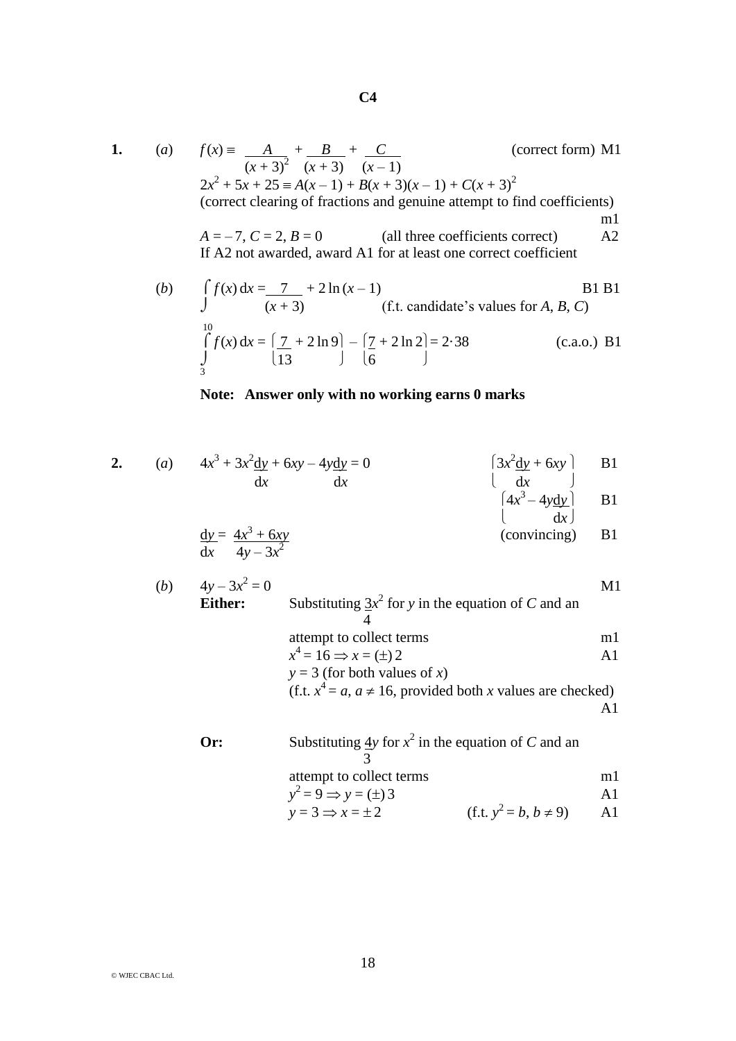**C4**

**1.** (*a*) $f(x) \equiv \dfrac{A}{(x+3)^2} + \dfrac{B}{(x+3)} + \dfrac{C}{(x-1)}$ (correct form) M1

$2x^2 + 5x + 25 \equiv A(x-1) + B(x+3)(x-1) + C(x+3)^2$

(correct clearing of fractions and genuine attempt to find coefficients) m1

$A = -7$, $C = 2$, $B = 0$ (all three coefficients correct) A2

If A2 not awarded, award A1 for at least one correct coefficient

(*b*) $\displaystyle\int f(x)\,dx = \frac{7}{(x+3)} + 2\ln(x-1)$ B1 B1

(f.t. candidate's values for $A$, $B$, $C$)

$\displaystyle\int_3^{10} f(x)\,dx = \left[\frac{7}{13} + 2\ln 9\right] - \left[\frac{7}{6} + 2\ln 2\right] = 2{\cdot}38$ (c.a.o.) B1

**Note: Answer only with no working earns 0 marks**

**2.** (*a*) $4x^3 + 3x^2\dfrac{dy}{dx} + 6xy - 4y\dfrac{dy}{dx} = 0$

$\left[3x^2\dfrac{dy}{dx} + 6xy\right]$ B1

$\left[4x^3 - 4y\dfrac{dy}{dx}\right]$ B1

$\dfrac{dy}{dx} = \dfrac{4x^3 + 6xy}{4y - 3x^2}$ (convincing) B1

(*b*) $4y - 3x^2 = 0$ M1

**Either:** Substituting $\dfrac{3}{4}x^2$ for $y$ in the equation of $C$ and an attempt to collect terms m1

$x^4 = 16 \Rightarrow x = (\pm)\,2$ A1

$y = 3$ (for both values of $x$)

(f.t. $x^4 = a$, $a \neq 16$, provided both $x$ values are checked) A1

**Or:** Substituting $\dfrac{4}{3}y$ for $x^2$ in the equation of $C$ and an attempt to collect terms m1

$y^2 = 9 \Rightarrow y = (\pm)\,3$ A1

$y = 3 \Rightarrow x = \pm\,2$ (f.t. $y^2 = b$, $b \neq 9$) A1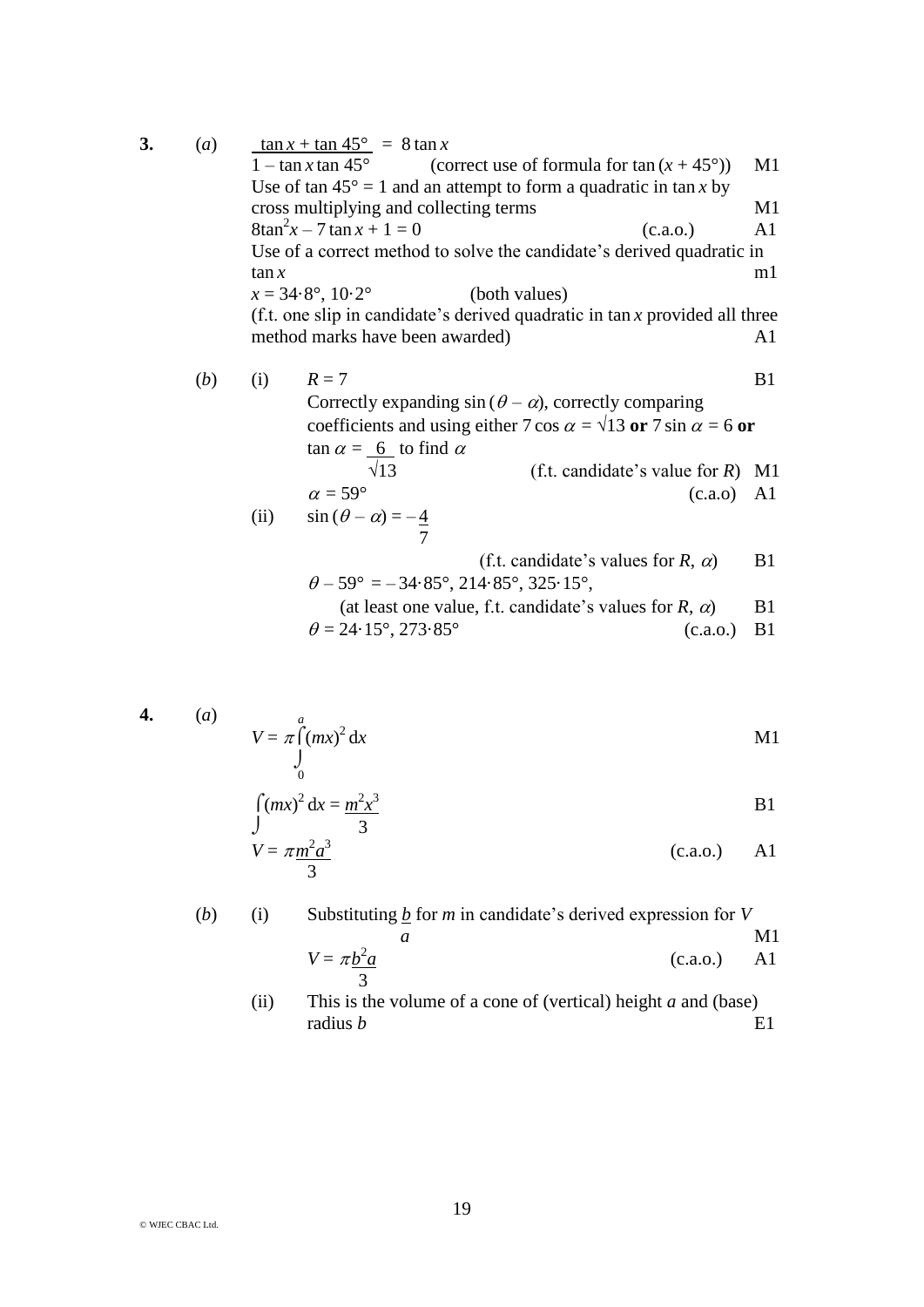**3.** (*a*) $\dfrac{\tan x + \tan 45°}{1 - \tan x \tan 45°} = 8 \tan x$

(correct use of formula for $\tan(x + 45°)$) M1

Use of $\tan 45° = 1$ and an attempt to form a quadratic in $\tan x$ by cross multiplying and collecting terms M1

$8\tan^2 x - 7\tan x + 1 = 0$ (c.a.o.) A1

Use of a correct method to solve the candidate's derived quadratic in $\tan x$ m1

$x = 34{\cdot}8°, 10{\cdot}2°$ (both values)

(f.t. one slip in candidate's derived quadratic in $\tan x$ provided all three method marks have been awarded) A1

(*b*) (i) $R = 7$ B1

Correctly expanding $\sin(\theta - \alpha)$, correctly comparing coefficients and using either $7\cos\alpha = \sqrt{13}$ **or** $7\sin\alpha = 6$ **or** $\tan\alpha = \dfrac{6}{\sqrt{13}}$ to find $\alpha$

(f.t. candidate's value for $R$) M1

$\alpha = 59°$ (c.a.o) A1

(ii) $\sin(\theta - \alpha) = -\dfrac{4}{7}$

(f.t. candidate's values for $R$, $\alpha$) B1

$\theta - 59° = -34{\cdot}85°, 214{\cdot}85°, 325{\cdot}15°,$

(at least one value, f.t. candidate's values for $R$, $\alpha$) B1

$\theta = 24{\cdot}15°, 273{\cdot}85°$ (c.a.o.) B1

**4.** (*a*) $V = \pi \displaystyle\int_0^a (mx)^2 \, dx$ M1

$\displaystyle\int (mx)^2 \, dx = \frac{m^2x^3}{3}$ B1

$V = \pi \dfrac{m^2a^3}{3}$ (c.a.o.) A1

(*b*) (i) Substituting $\dfrac{b}{a}$ for $m$ in candidate's derived expression for $V$ M1

$V = \pi \dfrac{b^2a}{3}$ (c.a.o.) A1

(ii) This is the volume of a cone of (vertical) height $a$ and (base) radius $b$ E1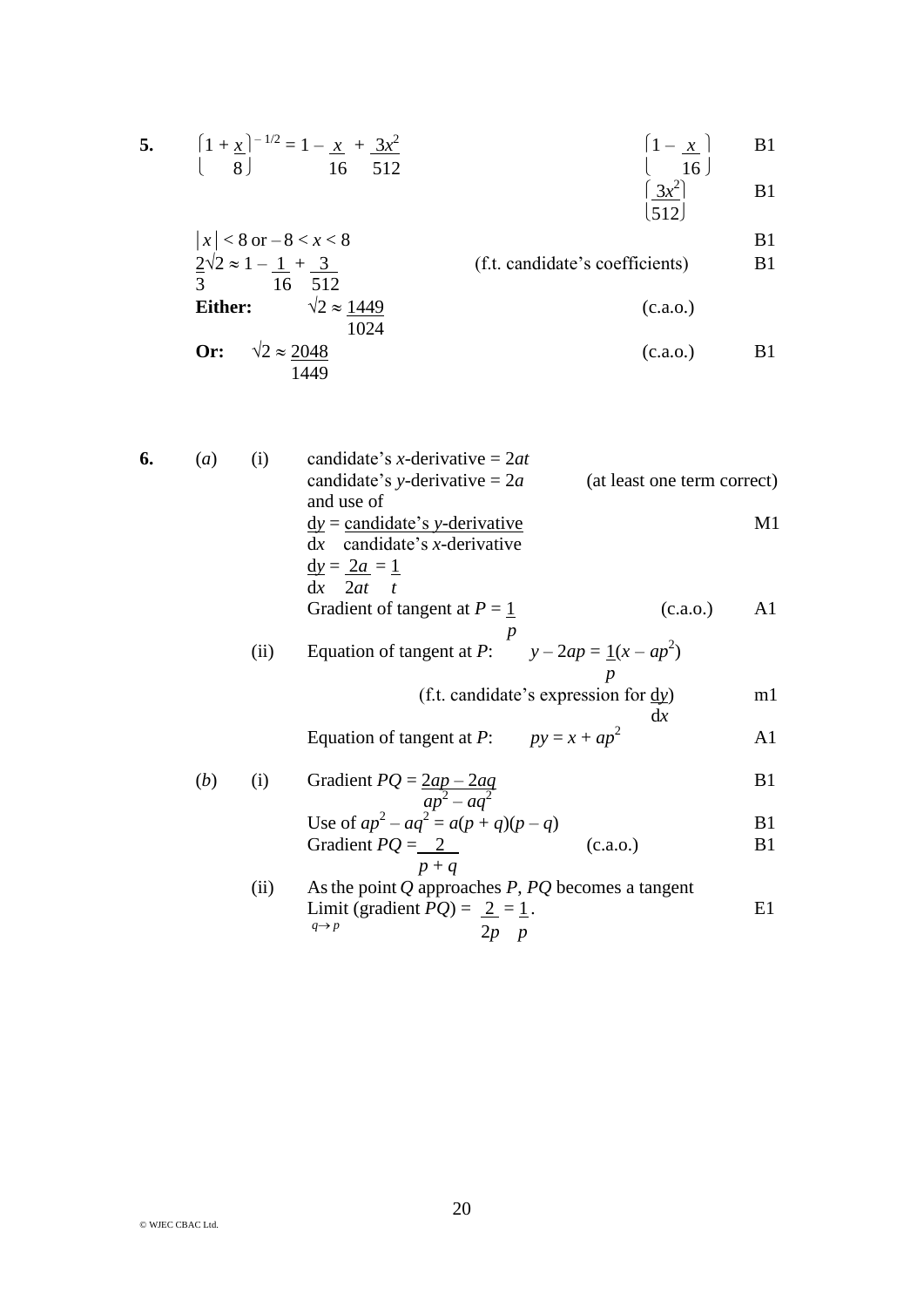**5.** $\left(1 + \frac{x}{8}\right)^{-1/2} = 1 - \frac{x}{16} + \frac{3x^2}{512}$ — $\left(1 - \frac{x}{16}\right)$ B1; $\left(\frac{3x^2}{512}\right)$ B1

$|x| < 8$ or $-8 < x < 8$ — B1

$\frac{2}{3}\sqrt{2} \approx 1 - \frac{1}{16} + \frac{3}{512}$ (f.t. candidate's coefficients) — B1

**Either:** $\sqrt{2} \approx \frac{1449}{1024}$ (c.a.o.)

**Or:** $\sqrt{2} \approx \frac{2048}{1449}$ (c.a.o.) — B1

**6.** (*a*) (i) candidate's *x*-derivative $= 2at$

candidate's *y*-derivative $= 2a$ (at least one term correct)

and use of

$\frac{dy}{dx} = \frac{\text{candidate's } y\text{-derivative}}{\text{candidate's } x\text{-derivative}}$ — M1

$\frac{dy}{dx} = \frac{2a}{2at} = \frac{1}{t}$

Gradient of tangent at $P = \frac{1}{p}$ (c.a.o.) — A1

(ii) Equation of tangent at *P*: $y - 2ap = \frac{1}{p}(x - ap^2)$

(f.t. candidate's expression for $\frac{dy}{dx}$) — m1

Equation of tangent at *P*: $py = x + ap^2$ — A1

(*b*) (i) Gradient $PQ = \frac{2ap - 2aq}{ap^2 - aq^2}$ — B1

Use of $ap^2 - aq^2 = a(p + q)(p - q)$ — B1

Gradient $PQ = \frac{2}{p + q}$ (c.a.o.) — B1

(ii) As the point *Q* approaches *P*, *PQ* becomes a tangent

$\lim_{q \to p}$ (gradient $PQ$) $= \frac{2}{2p} = \frac{1}{p}$. — E1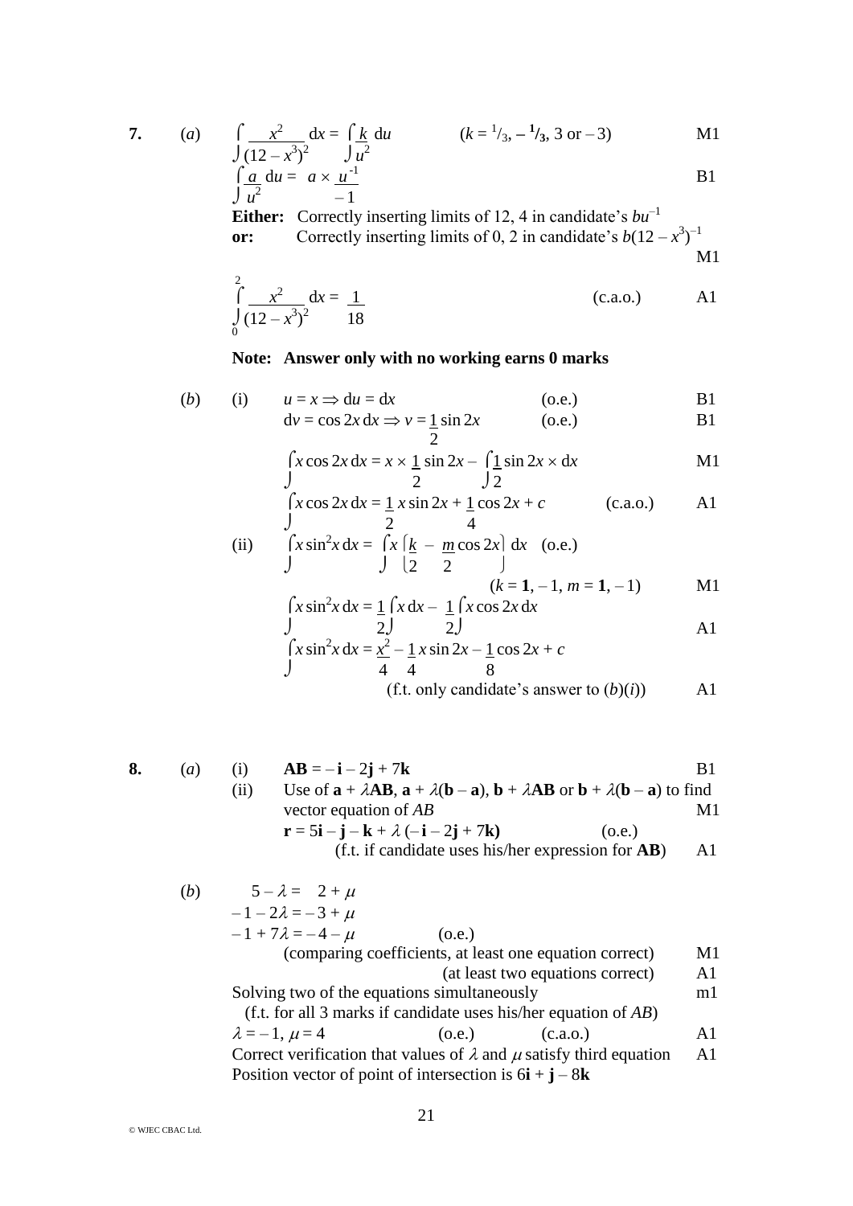**7.** (*a*) $\displaystyle\int \frac{x^2}{(12 - x^3)^2}\,dx = \int \frac{k}{u^2}\,du$ $\quad (k = {}^1/_3, -\mathbf{{}^1/_3}, 3 \text{ or } -3)$ M1

$\displaystyle\int \frac{a}{u^2}\,du = a \times \frac{u^{-1}}{-1}$ B1

**Either:** Correctly inserting limits of 12, 4 in candidate's $bu^{-1}$

**or:** Correctly inserting limits of 0, 2 in candidate's $b(12 - x^3)^{-1}$ M1

$\displaystyle\int_0^2 \frac{x^2}{(12 - x^3)^2}\,dx = \frac{1}{18}$ (c.a.o.) A1

**Note: Answer only with no working earns 0 marks**

(*b*) (i) $u = x \Rightarrow du = dx$ (o.e.) B1

$dv = \cos 2x\,dx \Rightarrow v = \frac{1}{2}\sin 2x$ (o.e.) B1

$\displaystyle\int x\cos 2x\,dx = x \times \frac{1}{2}\sin 2x - \int \frac{1}{2}\sin 2x \times dx$ M1

$\displaystyle\int x\cos 2x\,dx = \frac{1}{2}x\sin 2x + \frac{1}{4}\cos 2x + c$ (c.a.o.) A1

(ii) $\displaystyle\int x\sin^2 x\,dx = \int x\left[\frac{k}{2} - \frac{m}{2}\cos 2x\right]dx$ (o.e.)

$(k = \mathbf{1}, -1, m = \mathbf{1}, -1)$ M1

$\displaystyle\int x\sin^2 x\,dx = \frac{1}{2}\int x\,dx - \frac{1}{2}\int x\cos 2x\,dx$ A1

$\displaystyle\int x\sin^2 x\,dx = \frac{x^2}{4} - \frac{1}{4}x\sin 2x - \frac{1}{8}\cos 2x + c$

(f.t. only candidate's answer to (*b*)(*i*)) A1

**8.** (*a*) (i) $\mathbf{AB} = -\mathbf{i} - 2\mathbf{j} + 7\mathbf{k}$ B1

(ii) Use of $\mathbf{a} + \lambda\mathbf{AB}$, $\mathbf{a} + \lambda(\mathbf{b} - \mathbf{a})$, $\mathbf{b} + \lambda\mathbf{AB}$ or $\mathbf{b} + \lambda(\mathbf{b} - \mathbf{a})$ to find vector equation of *AB* M1

$\mathbf{r} = 5\mathbf{i} - \mathbf{j} - \mathbf{k} + \lambda(-\mathbf{i} - 2\mathbf{j} + 7\mathbf{k})$ (o.e.)

(f.t. if candidate uses his/her expression for **AB**) A1

(*b*) $5 - \lambda = 2 + \mu$

$-1 - 2\lambda = -3 + \mu$

$-1 + 7\lambda = -4 - \mu$ (o.e.)

(comparing coefficients, at least one equation correct) M1

(at least two equations correct) A1

Solving two of the equations simultaneously m1

(f.t. for all 3 marks if candidate uses his/her equation of *AB*)

$\lambda = -1,\ \mu = 4$ (o.e.) (c.a.o.) A1

Correct verification that values of $\lambda$ and $\mu$ satisfy third equation A1

Position vector of point of intersection is $6\mathbf{i} + \mathbf{j} - 8\mathbf{k}$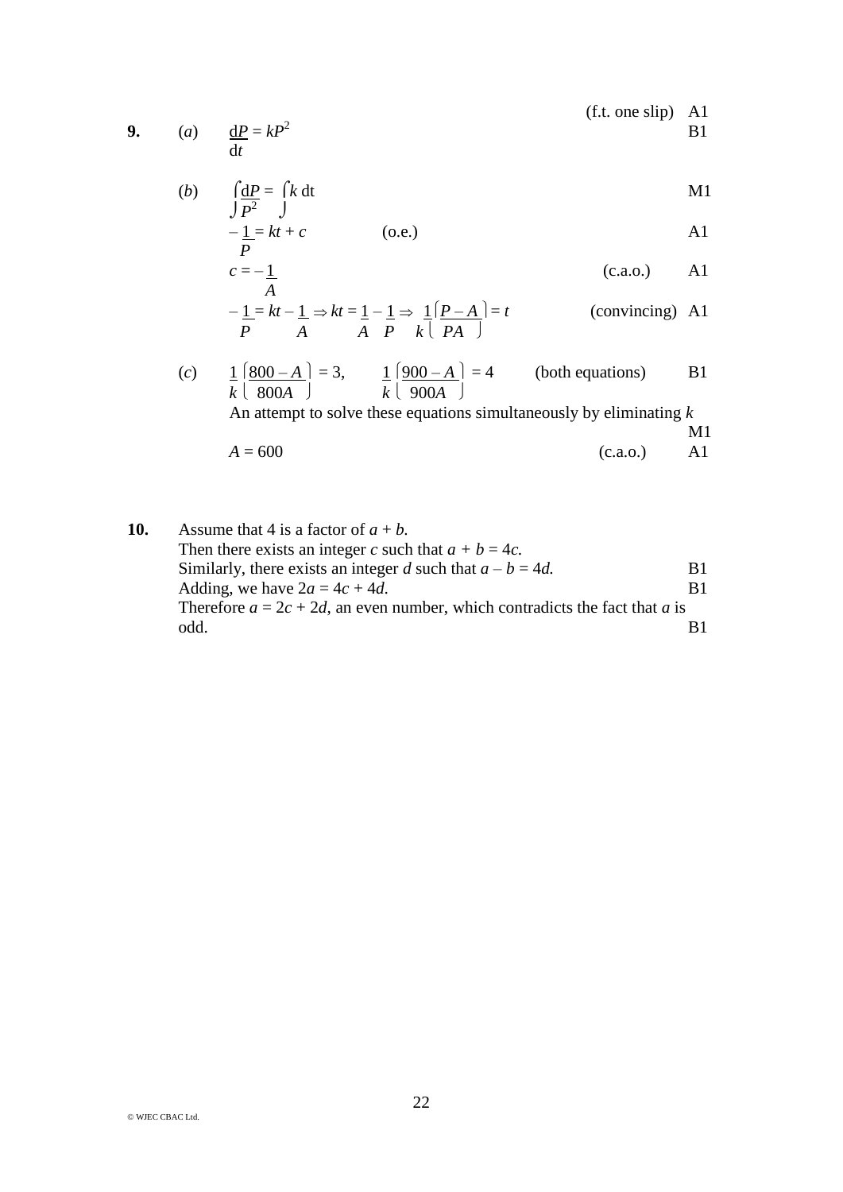(f.t. one slip) A1

**9.** (*a*) $\frac{dP}{dt} = kP^2$ B1

(*b*) $\int \frac{dP}{P^2} = \int k \, dt$ M1

$-\frac{1}{P} = kt + c$ (o.e.) A1

$c = -\frac{1}{A}$ (c.a.o.) A1

$-\frac{1}{P} = kt - \frac{1}{A} \Rightarrow kt = \frac{1}{A} - \frac{1}{P} \Rightarrow \frac{1}{k}\left(\frac{P - A}{PA}\right) = t$ (convincing) A1

(*c*) $\frac{1}{k}\left(\frac{800 - A}{800A}\right) = 3, \qquad \frac{1}{k}\left(\frac{900 - A}{900A}\right) = 4$ (both equations) B1

An attempt to solve these equations simultaneously by eliminating $k$ M1

$A = 600$ (c.a.o.) A1

**10.** Assume that 4 is a factor of $a + b$.
Then there exists an integer $c$ such that $a + b = 4c$.
Similarly, there exists an integer $d$ such that $a - b = 4d$. B1
Adding, we have $2a = 4c + 4d$. B1
Therefore $a = 2c + 2d$, an even number, which contradicts the fact that $a$ is odd. B1